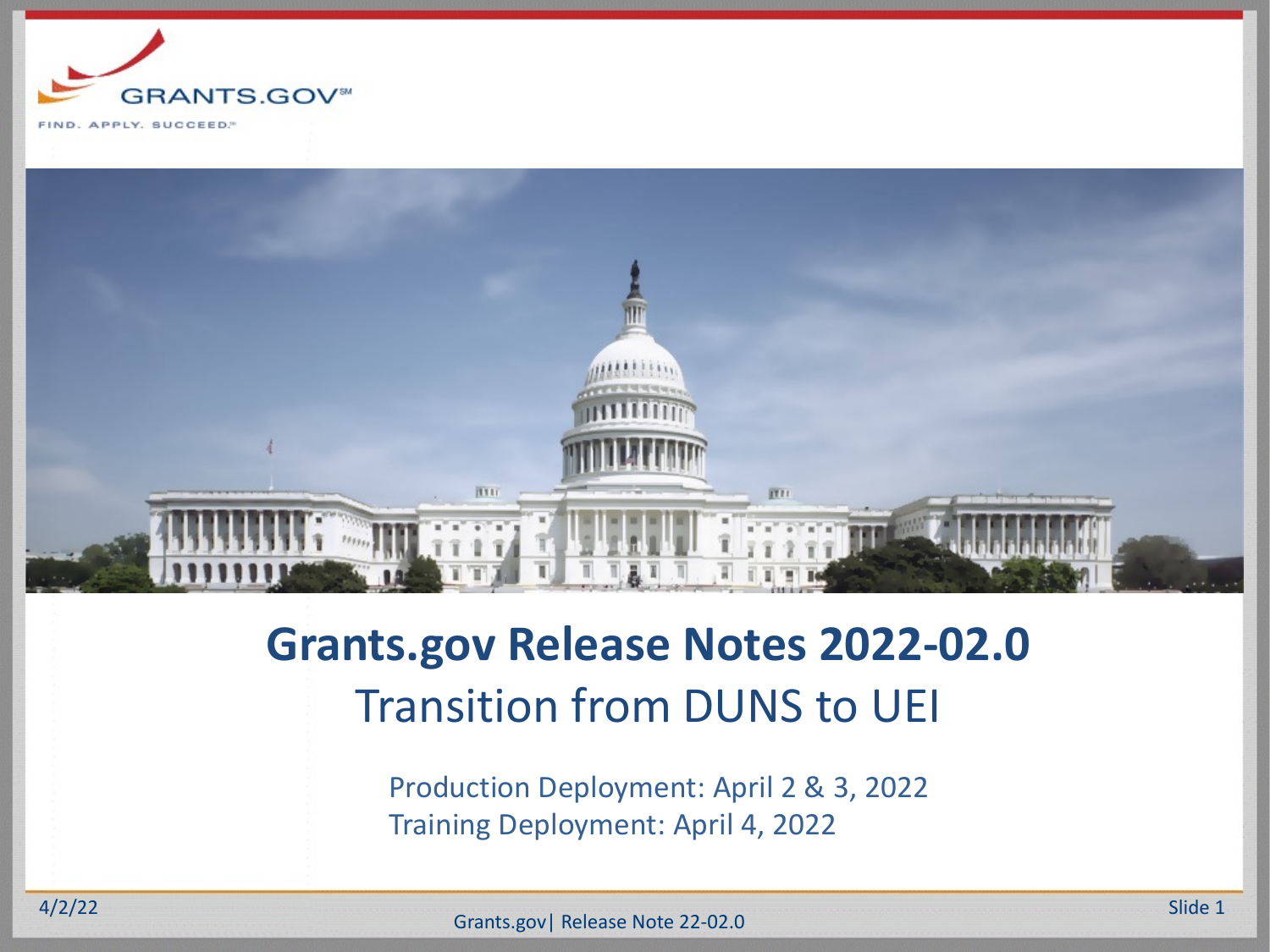GRANTS.GOV℠

FIND. APPLY. SUCCEED.℠

# Grants.gov Release Notes 2022-02.0

## Transition from DUNS to UEI

Production Deployment: April 2 & 3, 2022

Training Deployment: April 4, 2022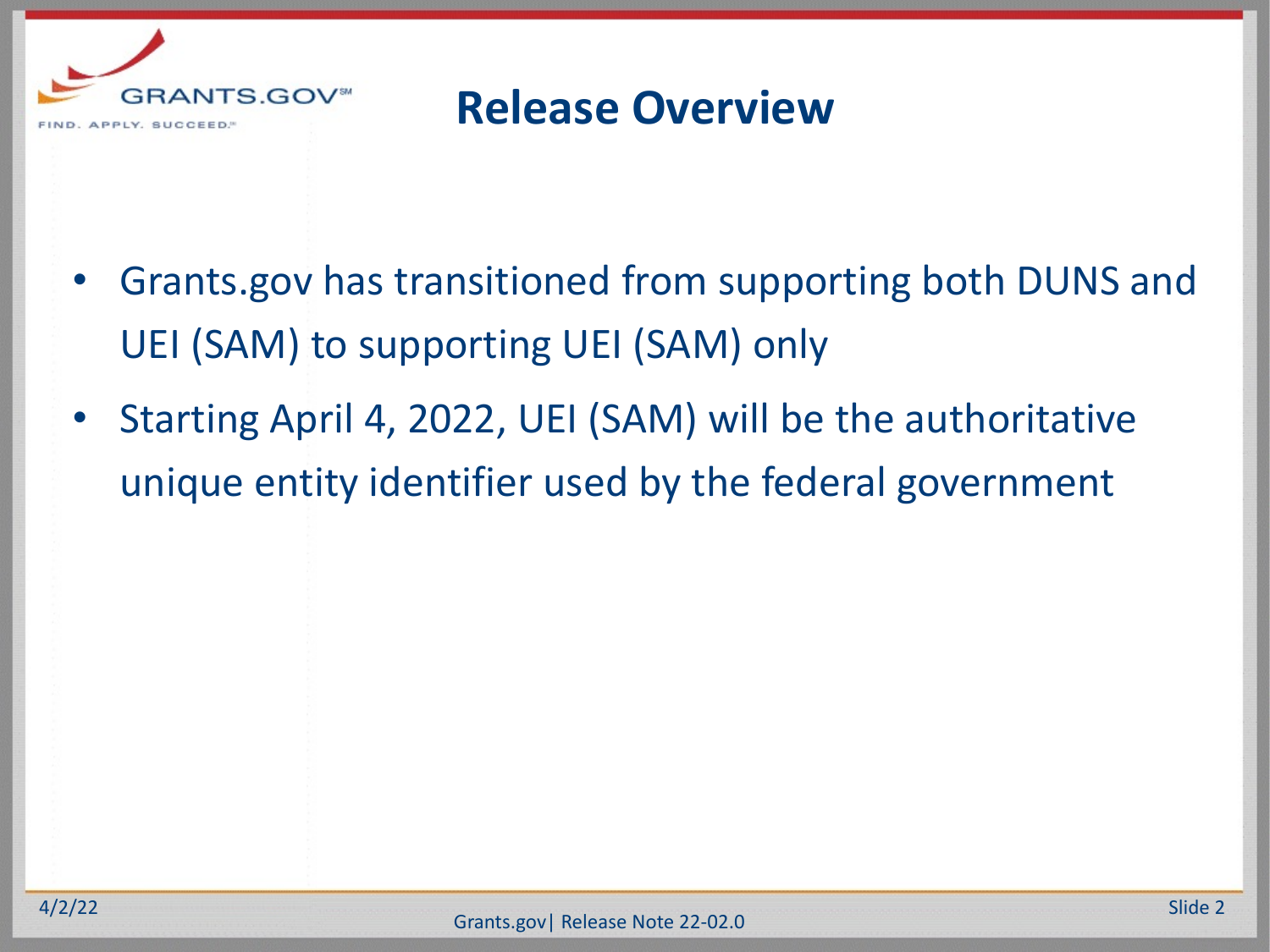# Release Overview

- Grants.gov has transitioned from supporting both DUNS and UEI (SAM) to supporting UEI (SAM) only
- Starting April 4, 2022, UEI (SAM) will be the authoritative unique entity identifier used by the federal government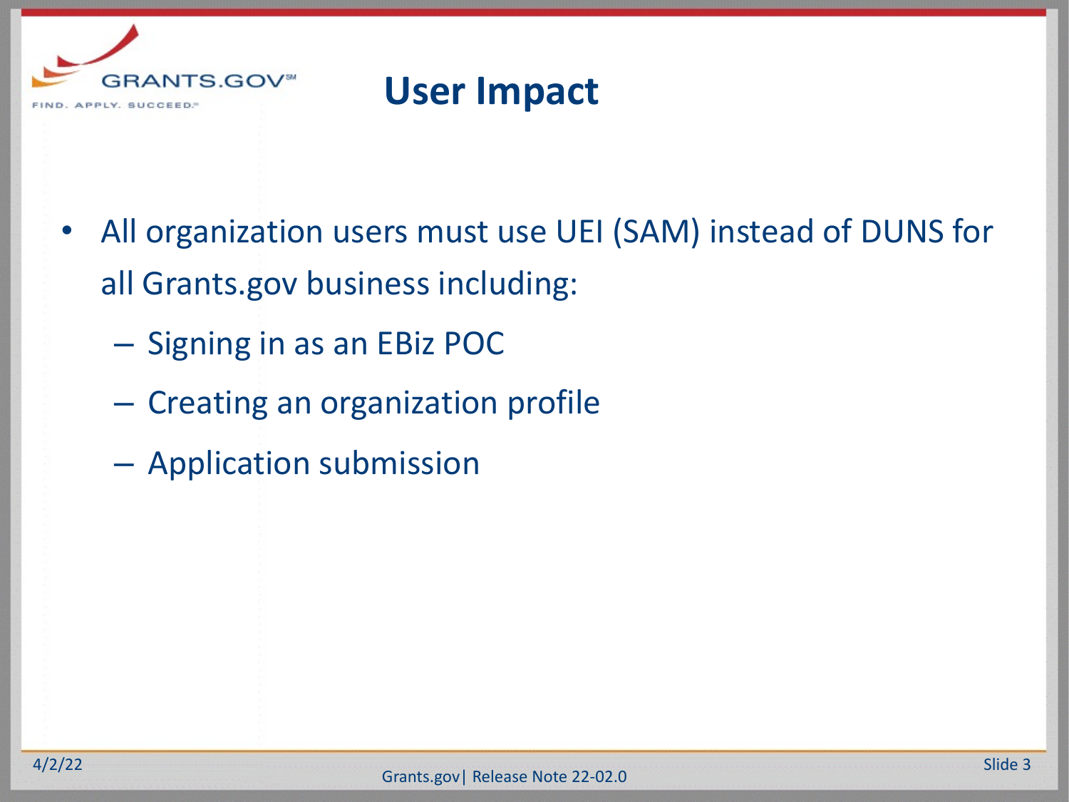# User Impact

- All organization users must use UEI (SAM) instead of DUNS for all Grants.gov business including:
  - Signing in as an EBiz POC
  - Creating an organization profile
  - Application submission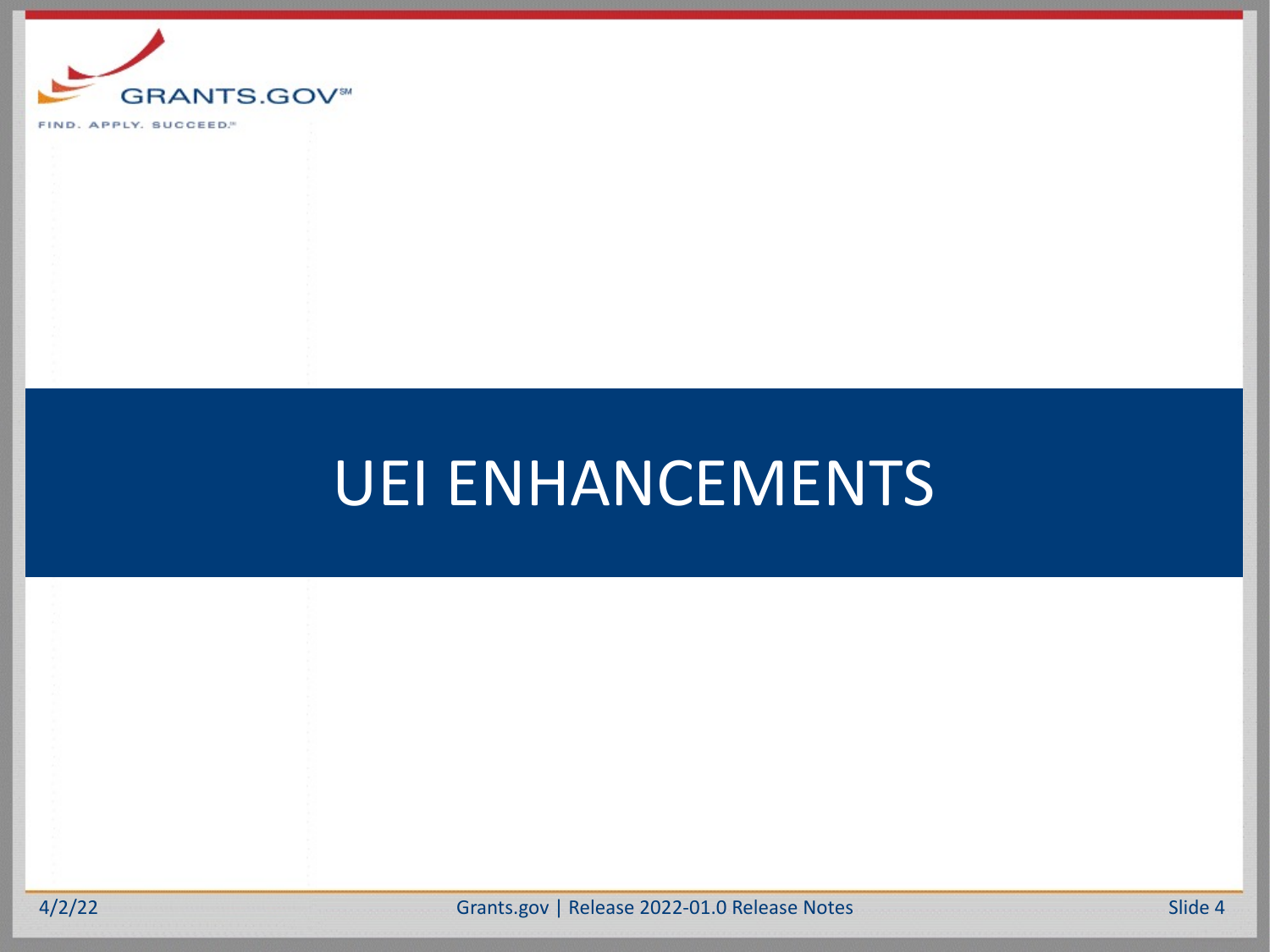# UEI ENHANCEMENTS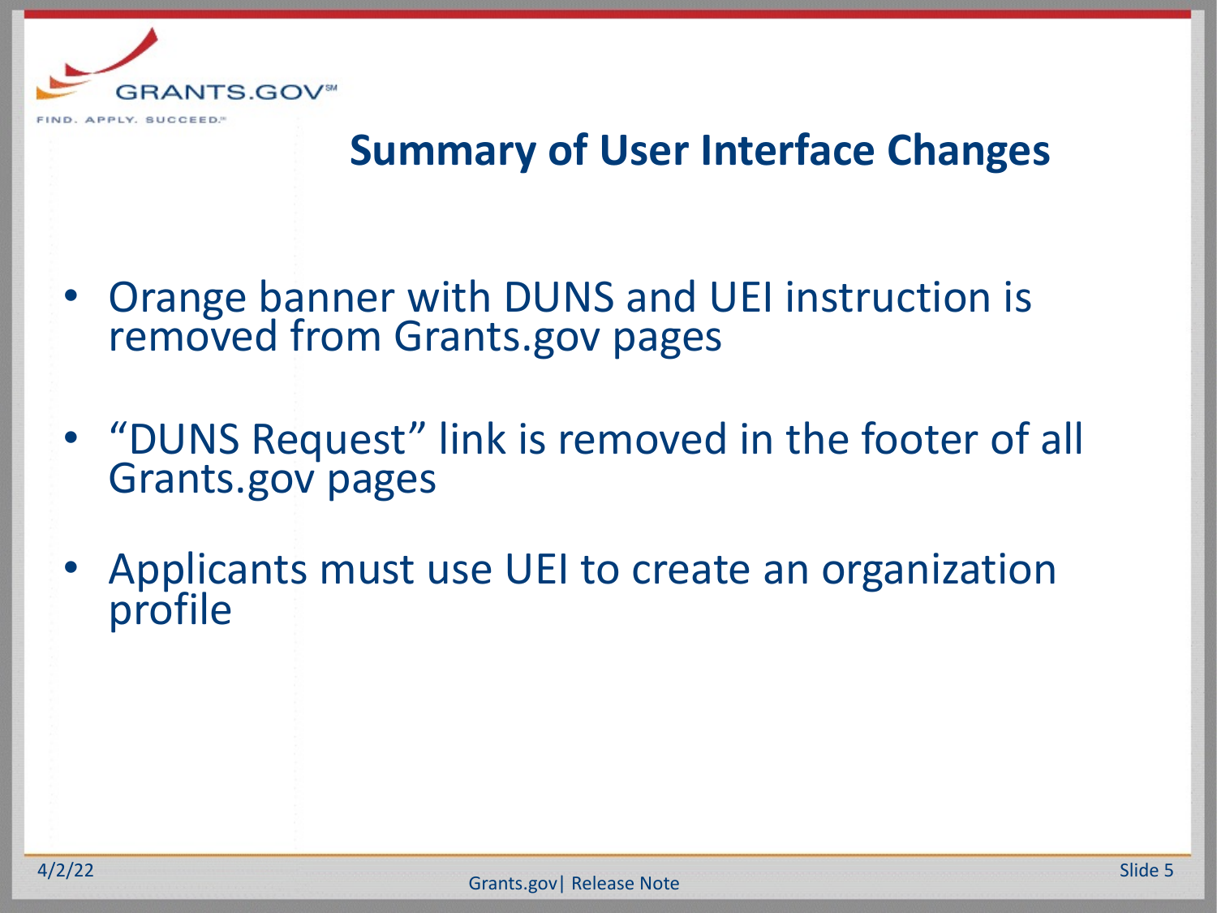## Summary of User Interface Changes

- Orange banner with DUNS and UEI instruction is removed from Grants.gov pages
- "DUNS Request" link is removed in the footer of all Grants.gov pages
- Applicants must use UEI to create an organization profile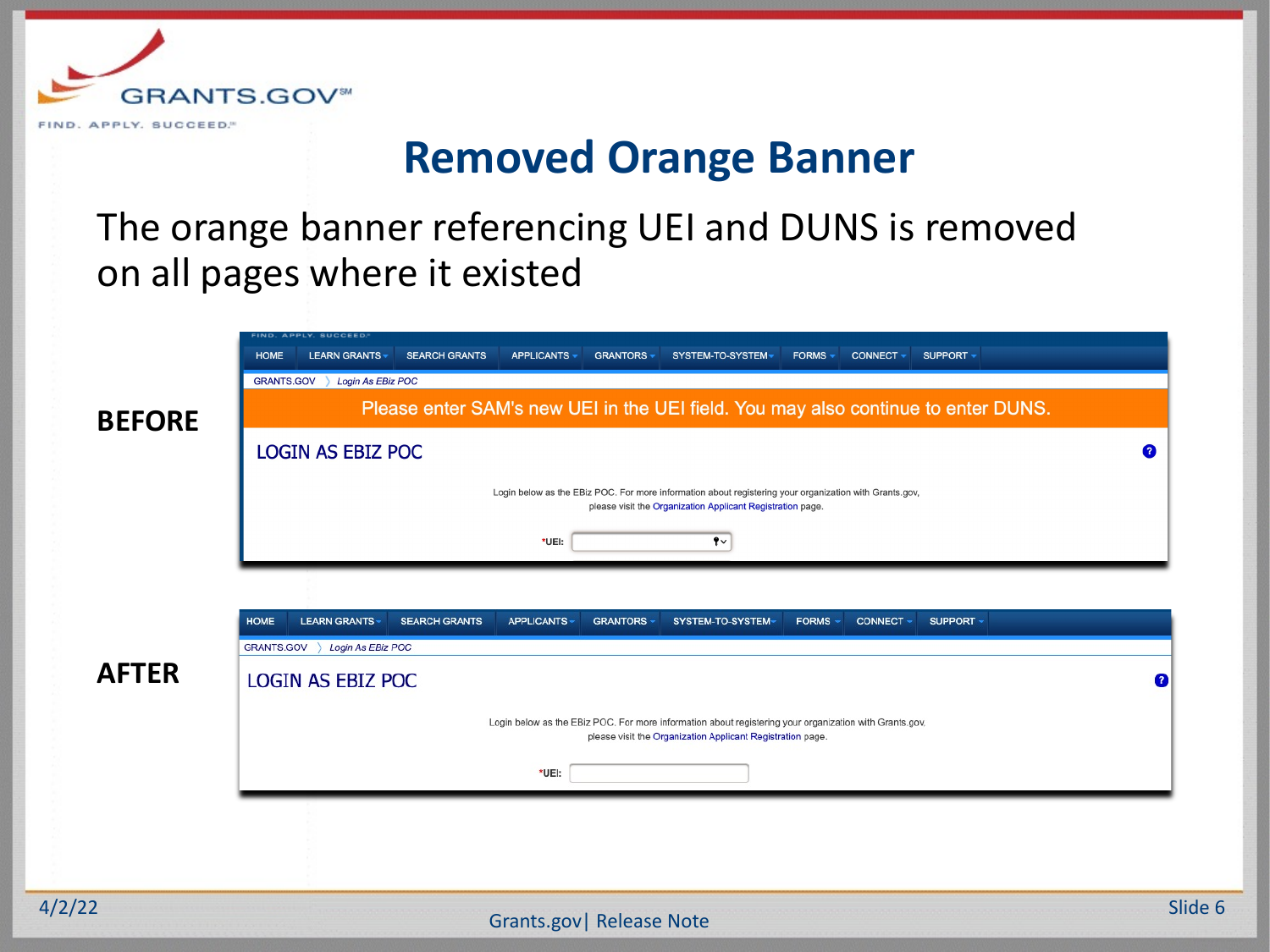# Removed Orange Banner

The orange banner referencing UEI and DUNS is removed on all pages where it existed

**BEFORE**

HOME | LEARN GRANTS | SEARCH GRANTS | APPLICANTS | GRANTORS | SYSTEM-TO-SYSTEM | FORMS | CONNECT | SUPPORT

GRANTS.GOV 〉 *Login As EBiz POC*

Please enter SAM's new UEI in the UEI field. You may also continue to enter DUNS.

LOGIN AS EBIZ POC

Login below as the EBiz POC. For more information about registering your organization with Grants.gov, please visit the Organization Applicant Registration page.

*UEI:

**AFTER**

HOME | LEARN GRANTS | SEARCH GRANTS | APPLICANTS | GRANTORS | SYSTEM-TO-SYSTEM | FORMS | CONNECT | SUPPORT

GRANTS.GOV 〉 *Login As EBiz POC*

LOGIN AS EBIZ POC

Login below as the EBiz POC. For more information about registering your organization with Grants.gov, please visit the Organization Applicant Registration page.

*UEI: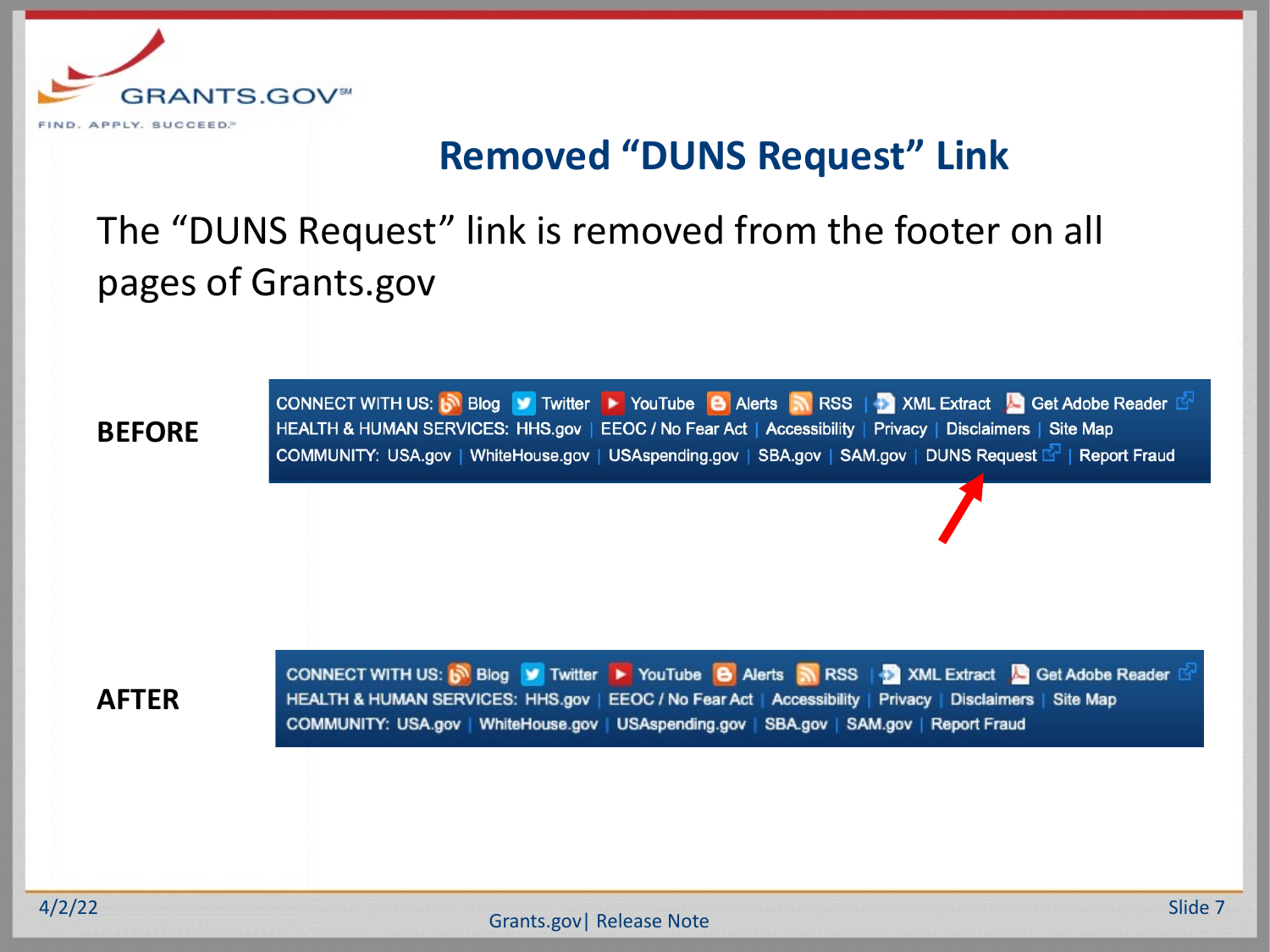## Removed "DUNS Request" Link

The "DUNS Request" link is removed from the footer on all pages of Grants.gov

**BEFORE**

CONNECT WITH US: Blog | Twitter | YouTube | Alerts | RSS | XML Extract | Get Adobe Reader
HEALTH & HUMAN SERVICES: HHS.gov | EEOC / No Fear Act | Accessibility | Privacy | Disclaimers | Site Map
COMMUNITY: USA.gov | WhiteHouse.gov | USAspending.gov | SBA.gov | SAM.gov | DUNS Request | Report Fraud

**AFTER**

CONNECT WITH US: Blog | Twitter | YouTube | Alerts | RSS | XML Extract | Get Adobe Reader
HEALTH & HUMAN SERVICES: HHS.gov | EEOC / No Fear Act | Accessibility | Privacy | Disclaimers | Site Map
COMMUNITY: USA.gov | WhiteHouse.gov | USAspending.gov | SBA.gov | SAM.gov | Report Fraud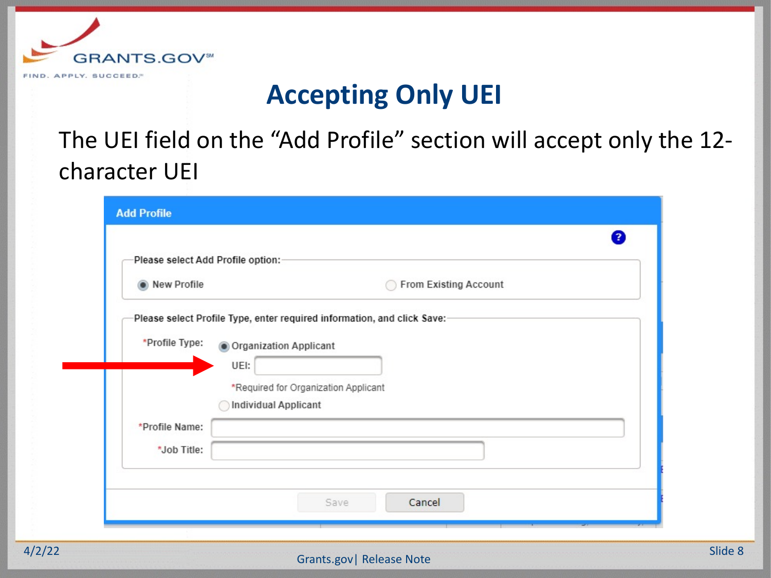# Accepting Only UEI

The UEI field on the "Add Profile" section will accept only the 12-character UEI

**Add Profile**

Please select Add Profile option:

- New Profile
- From Existing Account

Please select Profile Type, enter required information, and click Save:

*Profile Type:
- Organization Applicant

  UEI:

  *Required for Organization Applicant
- Individual Applicant

*Profile Name:

*Job Title:

Save | Cancel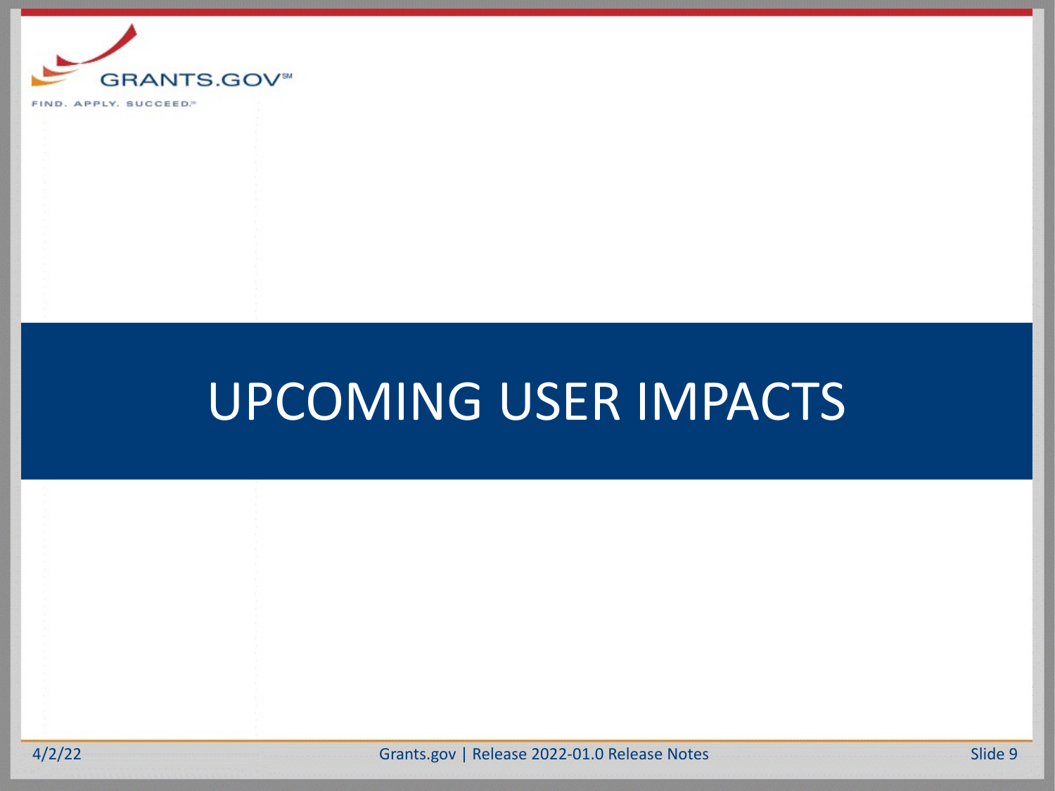# UPCOMING USER IMPACTS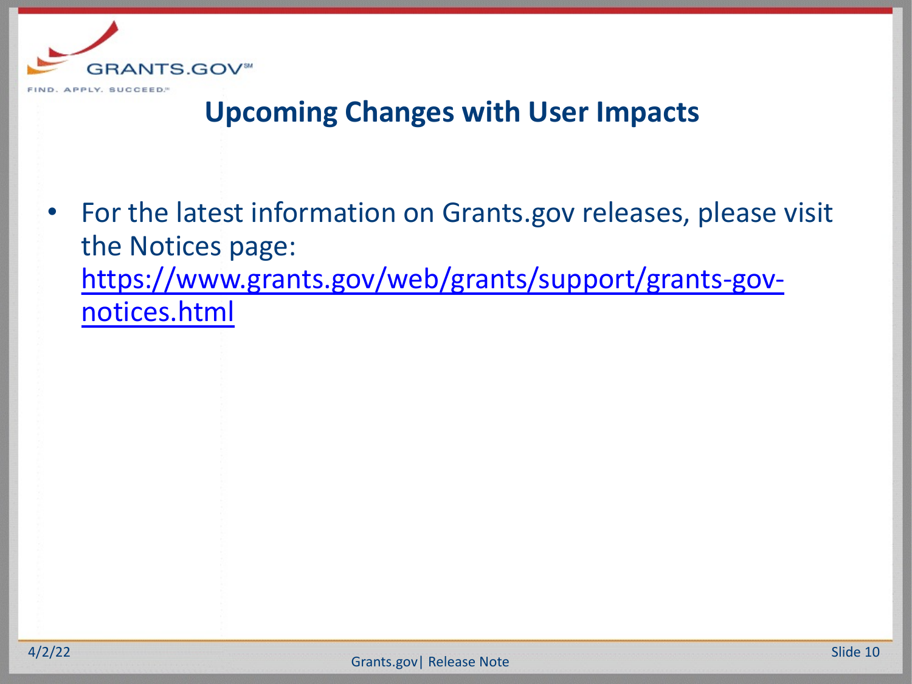# Upcoming Changes with User Impacts

- For the latest information on Grants.gov releases, please visit the Notices page: [https://www.grants.gov/web/grants/support/grants-gov-notices.html](https://www.grants.gov/web/grants/support/grants-gov-notices.html)